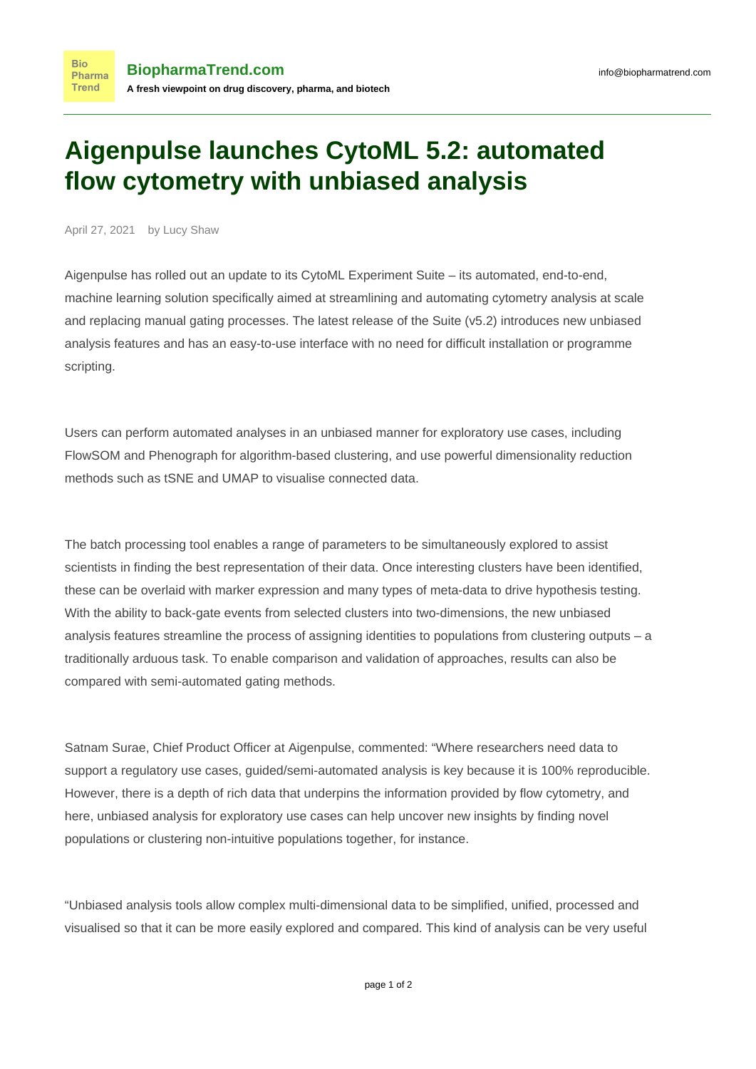# Aigenpulse launches CytoML 5.2: automated flow cytometry with unbiased analysis

April 27, 2021 by Lucy Shaw

Aigenpulse has rolled out an update to its CytoML Experiment Suite – its automated, end-to-end, machine learning solution specifically aimed at streamlining and automating cytometry analysis at scale and replacing manual gating processes. The latest release of the Suite (v5.2) introduces new unbiased analysis features and has an easy-to-use interface with no need for difficult installation or programme scripting.

Users can perform automated analyses in an unbiased manner for exploratory use cases, including FlowSOM and Phenograph for algorithm-based clustering, and use powerful dimensionality reduction methods such as tSNE and UMAP to visualise connected data.

The batch processing tool enables a range of parameters to be simultaneously explored to assist scientists in finding the best representation of their data. Once interesting clusters have been identified, these can be overlaid with marker expression and many types of meta-data to drive hypothesis testing. With the ability to back-gate events from selected clusters into two-dimensions, the new unbiased analysis features streamline the process of assigning identities to populations from clustering outputs – a traditionally arduous task. To enable comparison and validation of approaches, results can also be compared with semi-automated gating methods.

Satnam Surae, Chief Product Officer at Aigenpulse, commented: "Where researchers need data to support a regulatory use cases, guided/semi-automated analysis is key because it is 100% reproducible. However, there is a depth of rich data that underpins the information provided by flow cytometry, and here, unbiased analysis for exploratory use cases can help uncover new insights by finding novel populations or clustering non-intuitive populations together, for instance.

"Unbiased analysis tools allow complex multi-dimensional data to be simplified, unified, processed and visualised so that it can be more easily explored and compared. This kind of analysis can be very useful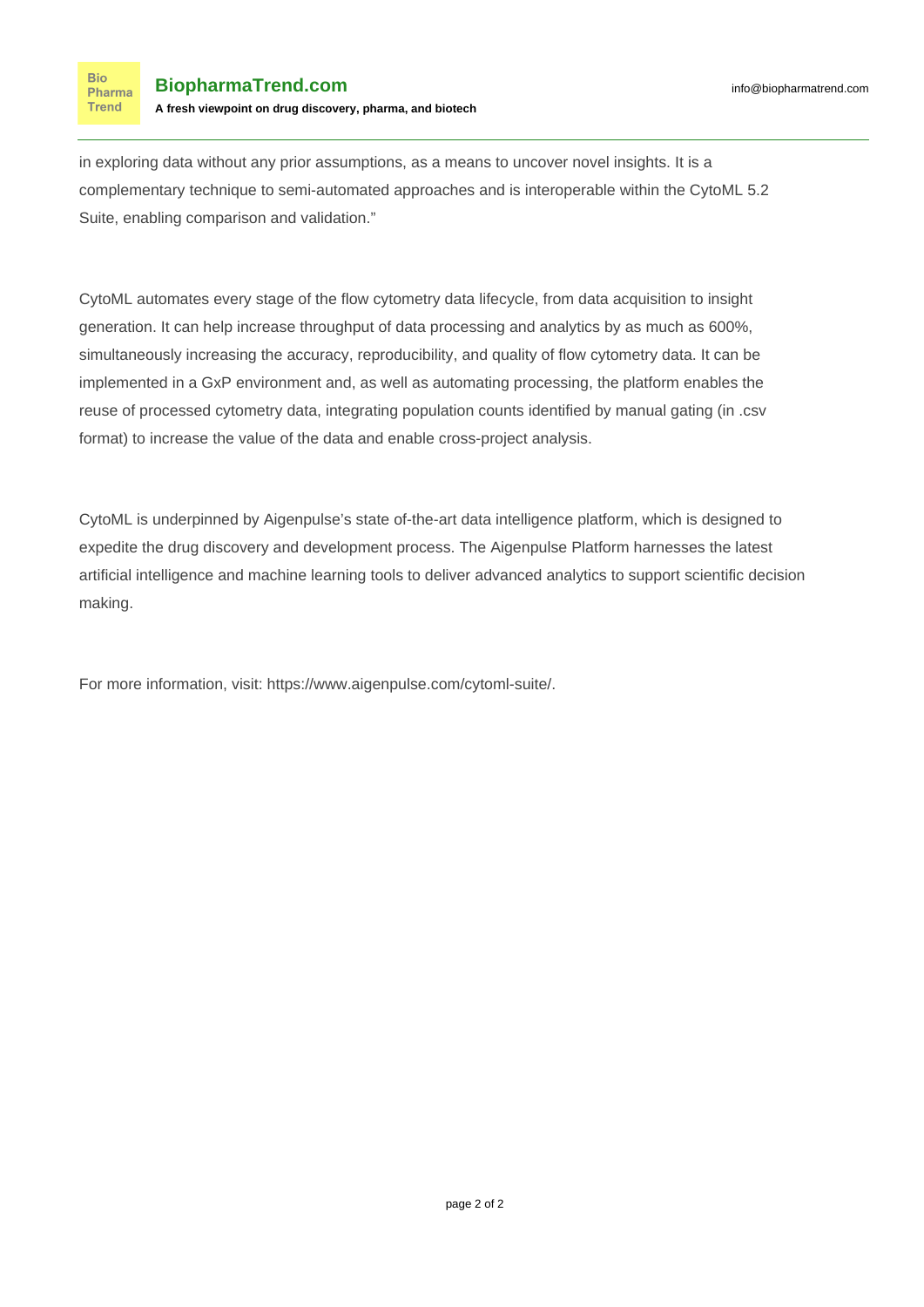in exploring data without any prior assumptions, as a means to uncover novel insights. It is a complementary technique to semi-automated approaches and is interoperable within the CytoML 5.2 Suite, enabling comparison and validation."

CytoML automates every stage of the flow cytometry data lifecycle, from data acquisition to insight generation. It can help increase throughput of data processing and analytics by as much as 600%, simultaneously increasing the accuracy, reproducibility, and quality of flow cytometry data. It can be implemented in a GxP environment and, as well as automating processing, the platform enables the reuse of processed cytometry data, integrating population counts identified by manual gating (in .csv format) to increase the value of the data and enable cross-project analysis.

CytoML is underpinned by Aigenpulse's state of-the-art data intelligence platform, which is designed to expedite the drug discovery and development process. The Aigenpulse Platform harnesses the latest artificial intelligence and machine learning tools to deliver advanced analytics to support scientific decision making.

For more information, visit: https://www.aigenpulse.com/cytoml-suite/.